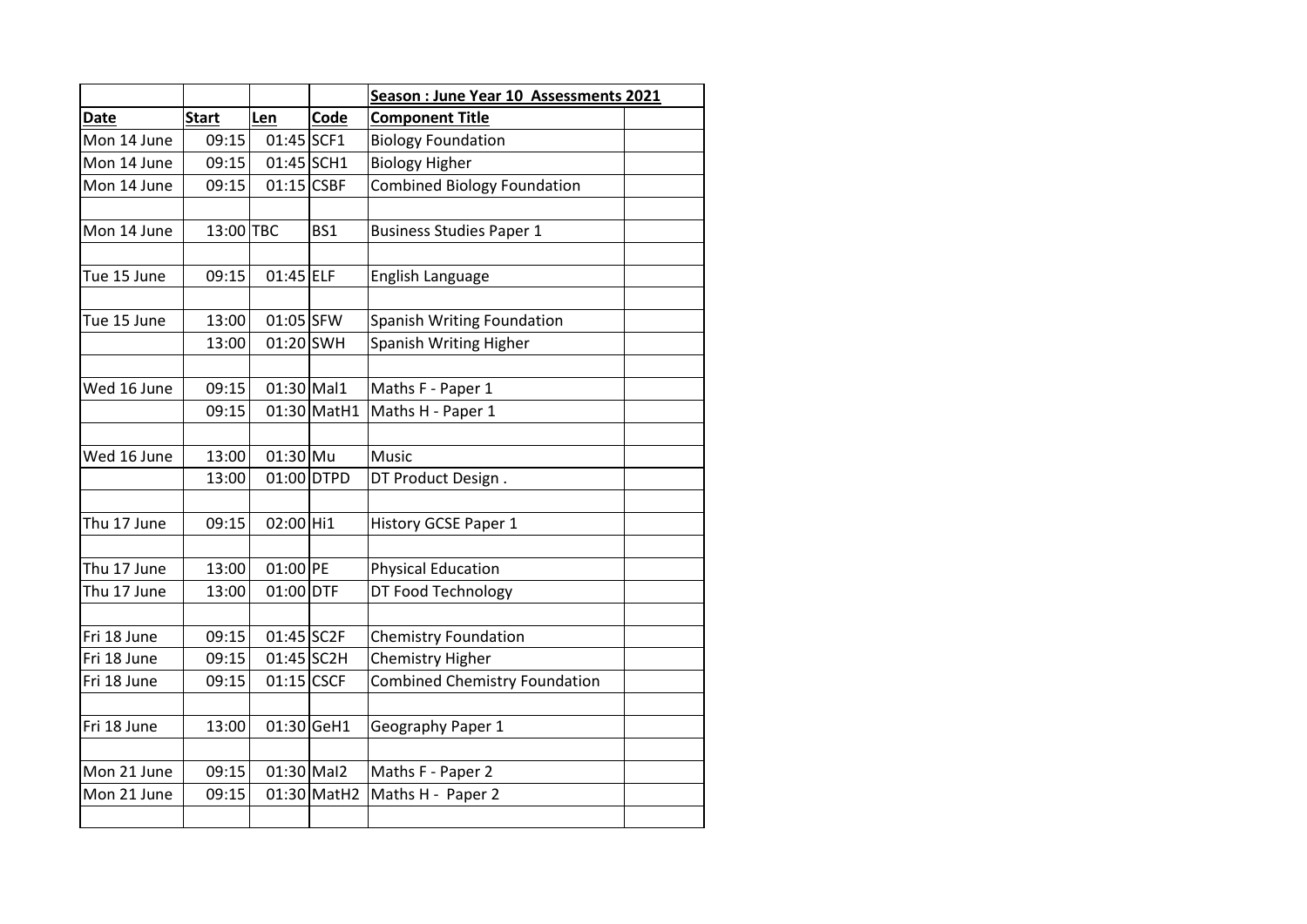| | | | | Season : June Year 10 Assessments 2021 | |
|---|---|---|---|---|---|
| **Date** | **Start** | **Len** | **Code** | **Component Title** | |
| Mon 14 June | 09:15 | 01:45 | SCF1 | Biology Foundation | |
| Mon 14 June | 09:15 | 01:45 | SCH1 | Biology Higher | |
| Mon 14 June | 09:15 | 01:15 | CSBF | Combined Biology Foundation | |
| | | | | | |
| Mon 14 June | 13:00 | TBC | BS1 | Business Studies Paper 1 | |
| | | | | | |
| Tue 15 June | 09:15 | 01:45 | ELF | English Language | |
| | | | | | |
| Tue 15 June | 13:00 | 01:05 | SFW | Spanish Writing Foundation | |
| | 13:00 | 01:20 | SWH | Spanish Writing Higher | |
| | | | | | |
| Wed 16 June | 09:15 | 01:30 | Mal1 | Maths F - Paper 1 | |
| | 09:15 | 01:30 | MatH1 | Maths H - Paper 1 | |
| | | | | | |
| Wed 16 June | 13:00 | 01:30 | Mu | Music | |
| | 13:00 | 01:00 | DTPD | DT Product Design . | |
| | | | | | |
| Thu 17 June | 09:15 | 02:00 | Hi1 | History GCSE Paper 1 | |
| | | | | | |
| Thu 17 June | 13:00 | 01:00 | PE | Physical Education | |
| Thu 17 June | 13:00 | 01:00 | DTF | DT Food Technology | |
| | | | | | |
| Fri 18 June | 09:15 | 01:45 | SC2F | Chemistry Foundation | |
| Fri 18 June | 09:15 | 01:45 | SC2H | Chemistry Higher | |
| Fri 18 June | 09:15 | 01:15 | CSCF | Combined Chemistry Foundation | |
| | | | | | |
| Fri 18 June | 13:00 | 01:30 | GeH1 | Geography Paper 1 | |
| | | | | | |
| Mon 21 June | 09:15 | 01:30 | Mal2 | Maths F - Paper 2 | |
| Mon 21 June | 09:15 | 01:30 | MatH2 | Maths H - Paper 2 | |
| | | | | | |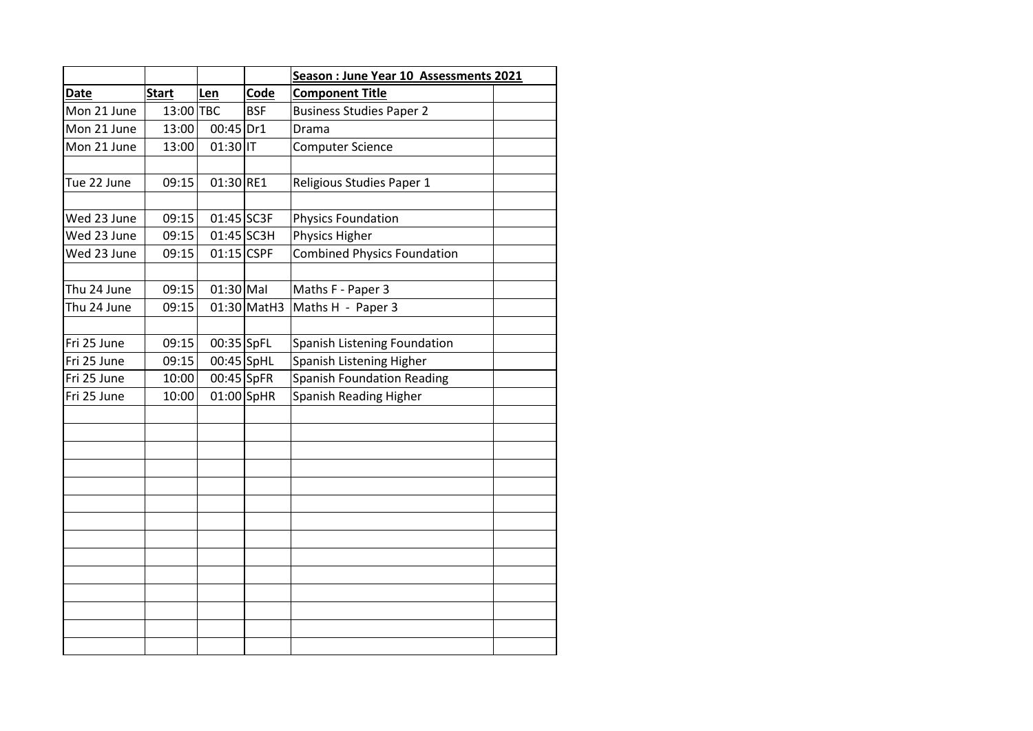| | | | | Season : June Year 10 Assessments 2021 | |
|---|---|---|---|---|---|
| **Date** | **Start** | **Len** | **Code** | **Component Title** | |
| Mon 21 June | 13:00 | TBC | BSF | Business Studies Paper 2 | |
| Mon 21 June | 13:00 | 00:45 | Dr1 | Drama | |
| Mon 21 June | 13:00 | 01:30 | IT | Computer Science | |
| | | | | | |
| Tue 22 June | 09:15 | 01:30 | RE1 | Religious Studies Paper 1 | |
| | | | | | |
| Wed 23 June | 09:15 | 01:45 | SC3F | Physics Foundation | |
| Wed 23 June | 09:15 | 01:45 | SC3H | Physics Higher | |
| Wed 23 June | 09:15 | 01:15 | CSPF | Combined Physics Foundation | |
| | | | | | |
| Thu 24 June | 09:15 | 01:30 | MaI | Maths F - Paper 3 | |
| Thu 24 June | 09:15 | 01:30 | MatH3 | Maths H - Paper 3 | |
| | | | | | |
| Fri 25 June | 09:15 | 00:35 | SpFL | Spanish Listening Foundation | |
| Fri 25 June | 09:15 | 00:45 | SpHL | Spanish Listening Higher | |
| Fri 25 June | 10:00 | 00:45 | SpFR | Spanish Foundation Reading | |
| Fri 25 June | 10:00 | 01:00 | SpHR | Spanish Reading Higher | |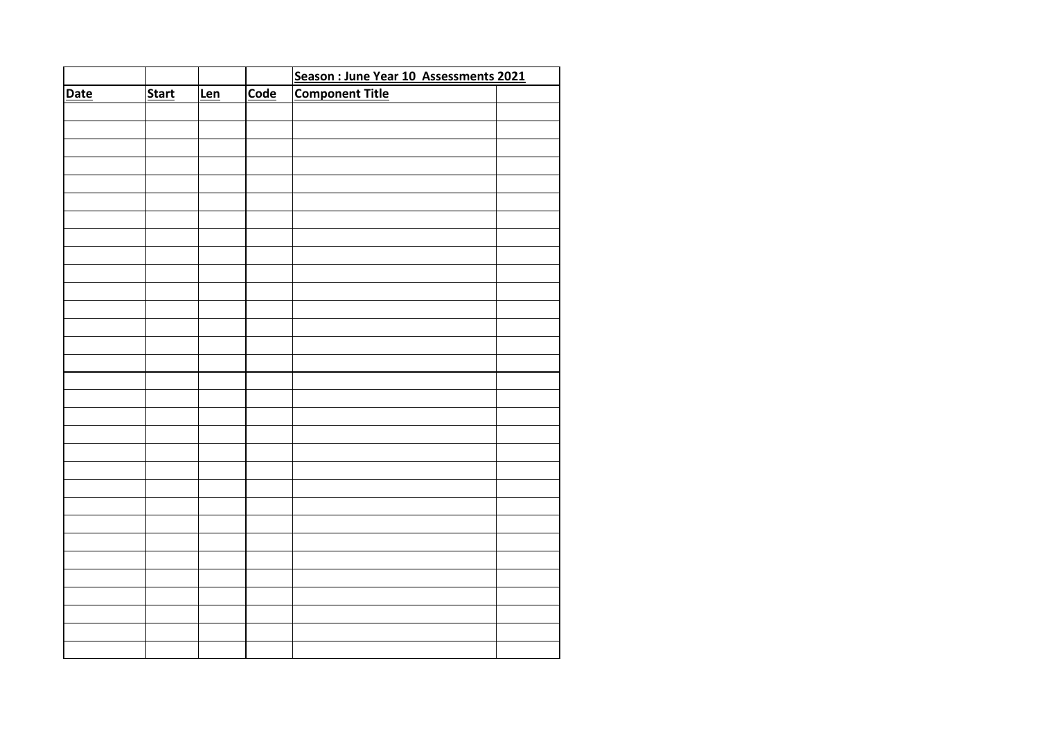| | | | | Season : June Year 10 Assessments 2021 | |
|---|---|---|---|---|---|
| Date | Start | Len | Code | Component Title | |
| | | | | | |
| | | | | | |
| | | | | | |
| | | | | | |
| | | | | | |
| | | | | | |
| | | | | | |
| | | | | | |
| | | | | | |
| | | | | | |
| | | | | | |
| | | | | | |
| | | | | | |
| | | | | | |
| | | | | | |
| | | | | | |
| | | | | | |
| | | | | | |
| | | | | | |
| | | | | | |
| | | | | | |
| | | | | | |
| | | | | | |
| | | | | | |
| | | | | | |
| | | | | | |
| | | | | | |
| | | | | | |
| | | | | | |
| | | | | | |
| | | | | | |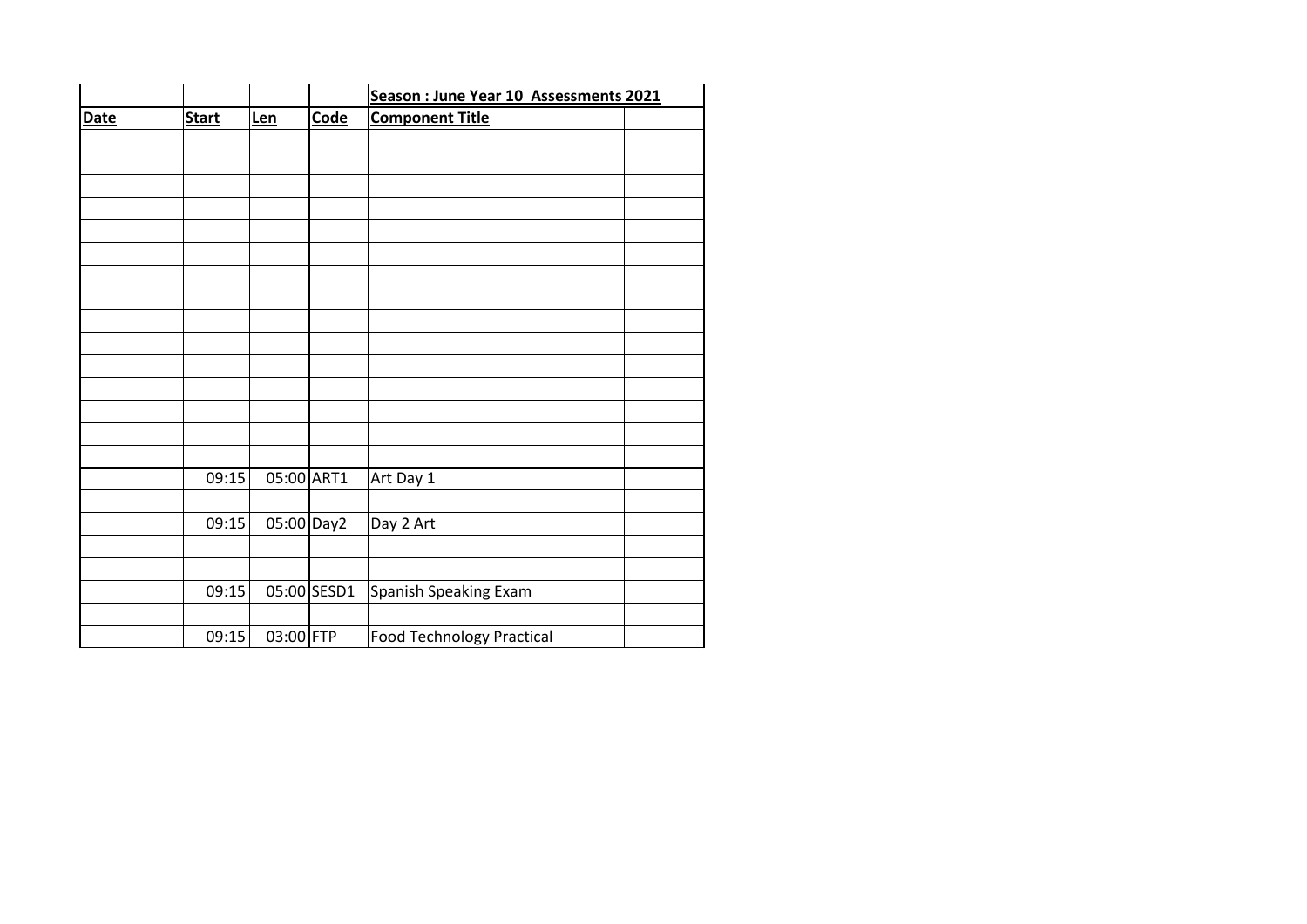| | | | | Season : June Year 10 Assessments 2021 | |
|---|---|---|---|---|---|
| **Date** | **Start** | **Len** | **Code** | **Component Title** | |
| | | | | | |
| | | | | | |
| | | | | | |
| | | | | | |
| | | | | | |
| | | | | | |
| | | | | | |
| | | | | | |
| | | | | | |
| | | | | | |
| | | | | | |
| | | | | | |
| | | | | | |
| | | | | | |
| | | | | | |
| | 09:15 | 05:00 | ART1 | Art Day 1 | |
| | | | | | |
| | 09:15 | 05:00 | Day2 | Day 2 Art | |
| | | | | | |
| | | | | | |
| | 09:15 | 05:00 | SESD1 | Spanish Speaking Exam | |
| | | | | | |
| | 09:15 | 03:00 | FTP | Food Technology Practical | |